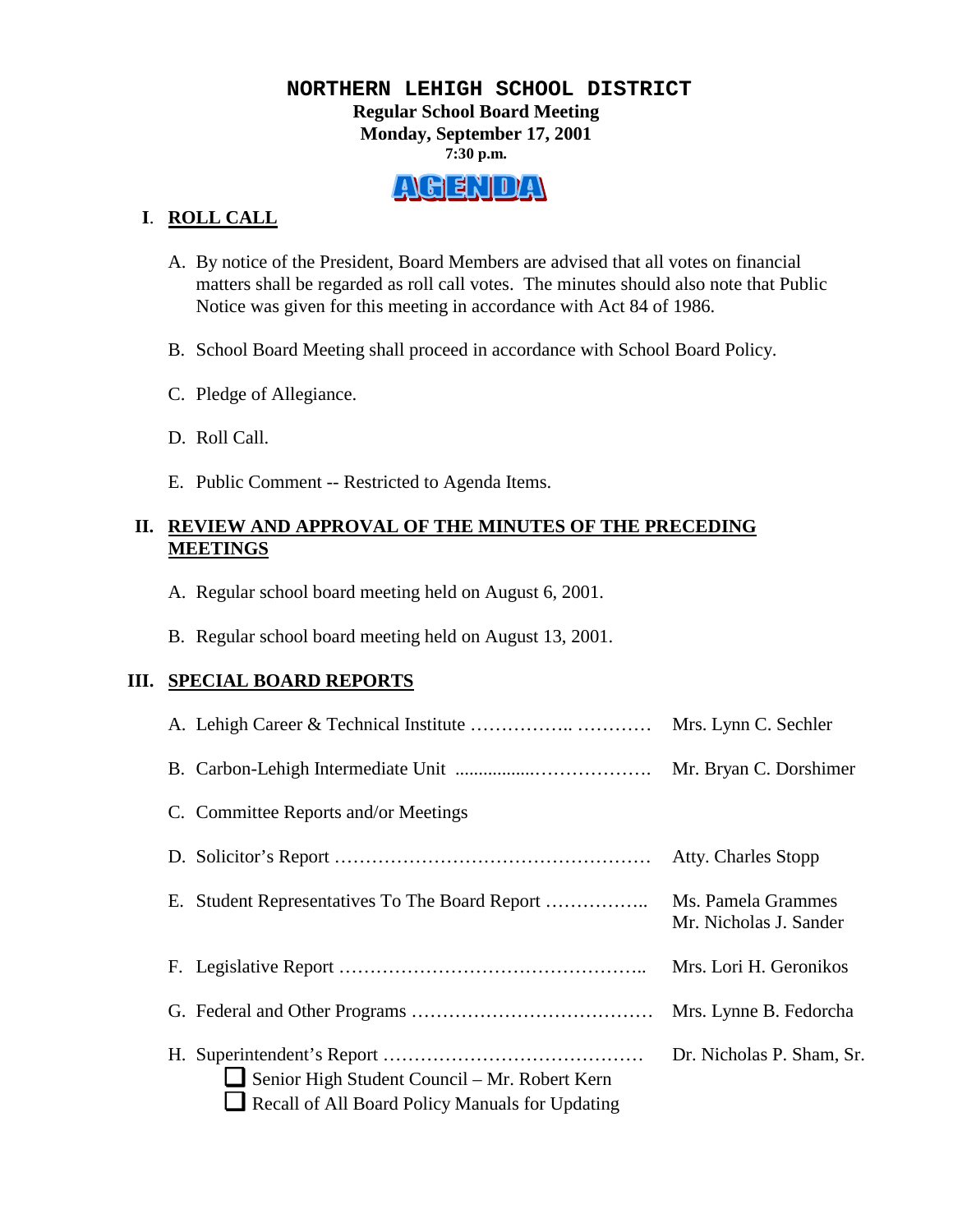# NORTHERN LEHIGH SCHOOL DISTRICT

**Regular School Board Meeting**
**Monday, September 17, 2001**
**7:30 p.m.**

## AGENDA

## I. ROLL CALL

A. By notice of the President, Board Members are advised that all votes on financial matters shall be regarded as roll call votes. The minutes should also note that Public Notice was given for this meeting in accordance with Act 84 of 1986.

B. School Board Meeting shall proceed in accordance with School Board Policy.

C. Pledge of Allegiance.

D. Roll Call.

E. Public Comment -- Restricted to Agenda Items.

## II. REVIEW AND APPROVAL OF THE MINUTES OF THE PRECEDING MEETINGS

A. Regular school board meeting held on August 6, 2001.

B. Regular school board meeting held on August 13, 2001.

## III. SPECIAL BOARD REPORTS

A. Lehigh Career & Technical Institute …………….. ………… Mrs. Lynn C. Sechler

B. Carbon-Lehigh Intermediate Unit ................………………. Mr. Bryan C. Dorshimer

C. Committee Reports and/or Meetings

D. Solicitor's Report …………………………………………… Atty. Charles Stopp

E. Student Representatives To The Board Report …………….. Ms. Pamela Grammes, Mr. Nicholas J. Sander

F. Legislative Report ………………………………………….. Mrs. Lori H. Geronikos

G. Federal and Other Programs ………………………………… Mrs. Lynne B. Fedorcha

H. Superintendent's Report …………………………………… Dr. Nicholas P. Sham, Sr.

- ❑ Senior High Student Council – Mr. Robert Kern
- ❑ Recall of All Board Policy Manuals for Updating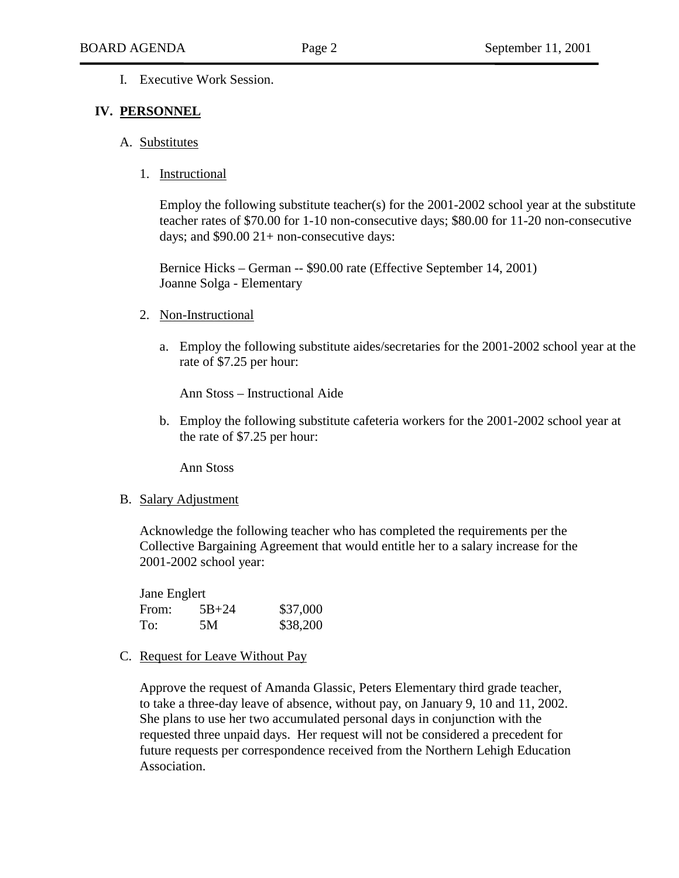I. Executive Work Session.

## IV. PERSONNEL

A. Substitutes

1. Instructional

Employ the following substitute teacher(s) for the 2001-2002 school year at the substitute teacher rates of $70.00 for 1-10 non-consecutive days; $80.00 for 11-20 non-consecutive days; and $90.00 21+ non-consecutive days:

Bernice Hicks – German -- $90.00 rate (Effective September 14, 2001)
Joanne Solga - Elementary

2. Non-Instructional

a. Employ the following substitute aides/secretaries for the 2001-2002 school year at the rate of $7.25 per hour:

Ann Stoss – Instructional Aide

b. Employ the following substitute cafeteria workers for the 2001-2002 school year at the rate of $7.25 per hour:

Ann Stoss

B. Salary Adjustment

Acknowledge the following teacher who has completed the requirements per the Collective Bargaining Agreement that would entitle her to a salary increase for the 2001-2002 school year:

Jane Englert

| | | |
|---|---|---|
| From: | 5B+24 | $37,000 |
| To: | 5M | $38,200 |

C. Request for Leave Without Pay

Approve the request of Amanda Glassic, Peters Elementary third grade teacher, to take a three-day leave of absence, without pay, on January 9, 10 and 11, 2002. She plans to use her two accumulated personal days in conjunction with the requested three unpaid days. Her request will not be considered a precedent for future requests per correspondence received from the Northern Lehigh Education Association.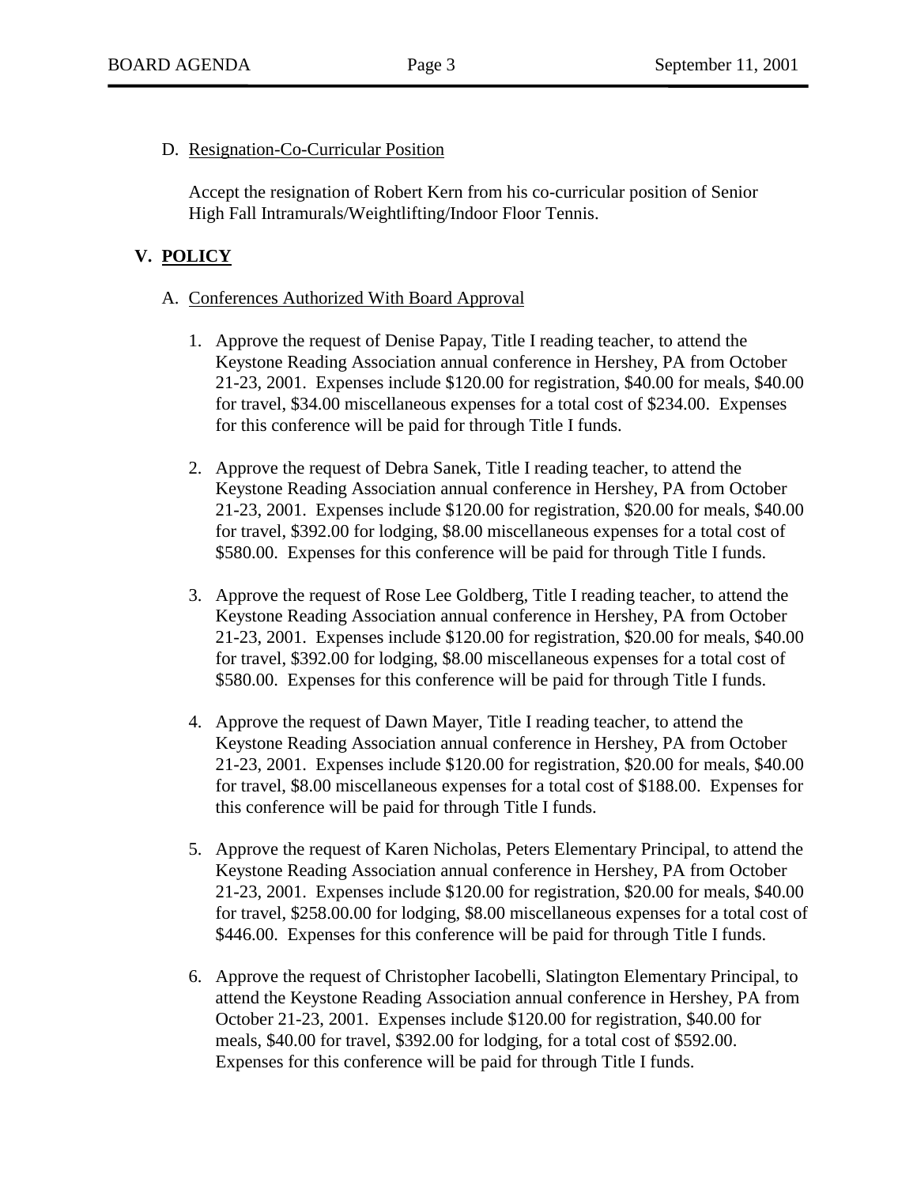D. Resignation-Co-Curricular Position

Accept the resignation of Robert Kern from his co-curricular position of Senior High Fall Intramurals/Weightlifting/Indoor Floor Tennis.

## V. POLICY

A. Conferences Authorized With Board Approval

1. Approve the request of Denise Papay, Title I reading teacher, to attend the Keystone Reading Association annual conference in Hershey, PA from October 21-23, 2001. Expenses include $120.00 for registration, $40.00 for meals, $40.00 for travel, $34.00 miscellaneous expenses for a total cost of $234.00. Expenses for this conference will be paid for through Title I funds.

2. Approve the request of Debra Sanek, Title I reading teacher, to attend the Keystone Reading Association annual conference in Hershey, PA from October 21-23, 2001. Expenses include $120.00 for registration, $20.00 for meals, $40.00 for travel, $392.00 for lodging, $8.00 miscellaneous expenses for a total cost of $580.00. Expenses for this conference will be paid for through Title I funds.

3. Approve the request of Rose Lee Goldberg, Title I reading teacher, to attend the Keystone Reading Association annual conference in Hershey, PA from October 21-23, 2001. Expenses include $120.00 for registration, $20.00 for meals, $40.00 for travel, $392.00 for lodging, $8.00 miscellaneous expenses for a total cost of $580.00. Expenses for this conference will be paid for through Title I funds.

4. Approve the request of Dawn Mayer, Title I reading teacher, to attend the Keystone Reading Association annual conference in Hershey, PA from October 21-23, 2001. Expenses include $120.00 for registration, $20.00 for meals, $40.00 for travel, $8.00 miscellaneous expenses for a total cost of $188.00. Expenses for this conference will be paid for through Title I funds.

5. Approve the request of Karen Nicholas, Peters Elementary Principal, to attend the Keystone Reading Association annual conference in Hershey, PA from October 21-23, 2001. Expenses include $120.00 for registration, $20.00 for meals, $40.00 for travel, $258.00.00 for lodging, $8.00 miscellaneous expenses for a total cost of $446.00. Expenses for this conference will be paid for through Title I funds.

6. Approve the request of Christopher Iacobelli, Slatington Elementary Principal, to attend the Keystone Reading Association annual conference in Hershey, PA from October 21-23, 2001. Expenses include $120.00 for registration, $40.00 for meals, $40.00 for travel, $392.00 for lodging, for a total cost of $592.00. Expenses for this conference will be paid for through Title I funds.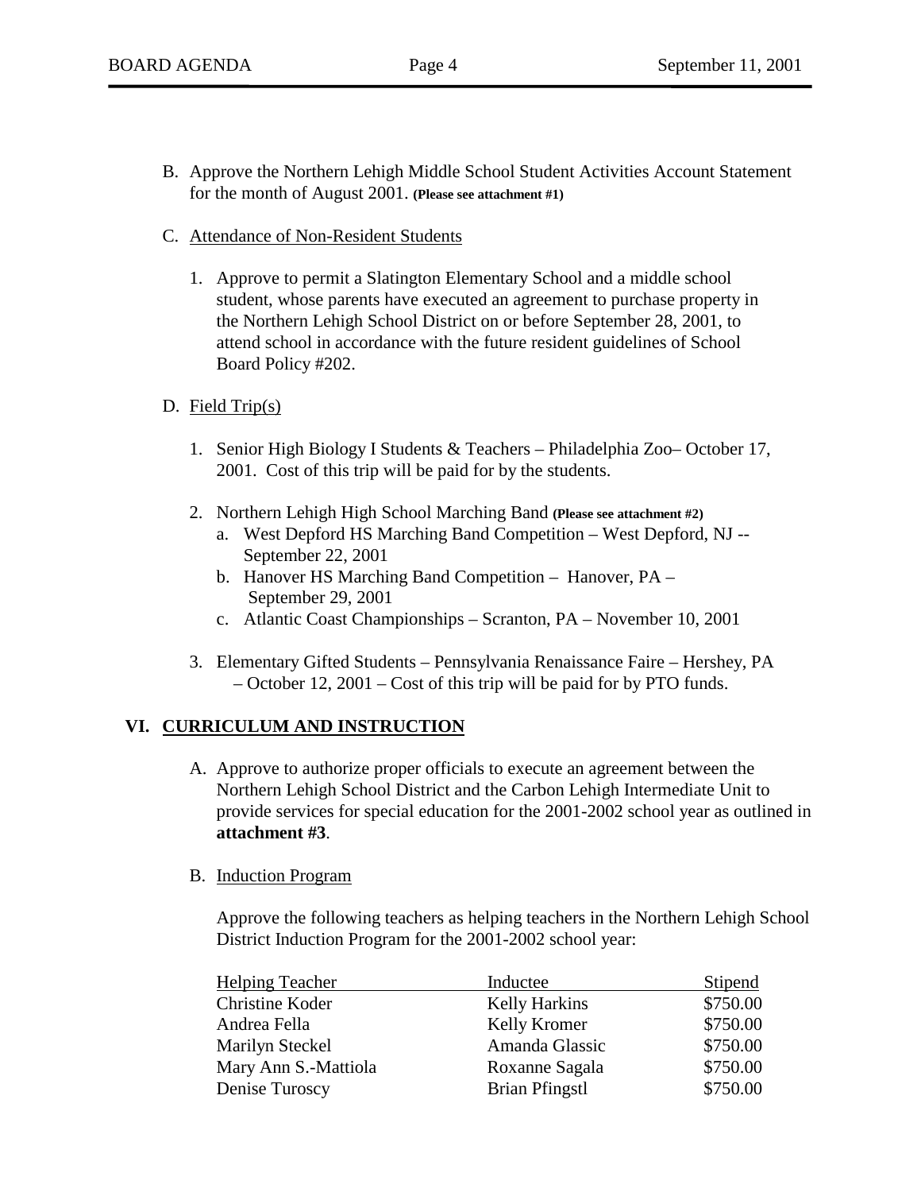B. Approve the Northern Lehigh Middle School Student Activities Account Statement for the month of August 2001. **(Please see attachment #1)**

C. <u>Attendance of Non-Resident Students</u>

1. Approve to permit a Slatington Elementary School and a middle school student, whose parents have executed an agreement to purchase property in the Northern Lehigh School District on or before September 28, 2001, to attend school in accordance with the future resident guidelines of School Board Policy #202.

D. <u>Field Trip(s)</u>

1. Senior High Biology I Students & Teachers – Philadelphia Zoo– October 17, 2001. Cost of this trip will be paid for by the students.

2. Northern Lehigh High School Marching Band **(Please see attachment #2)**
   a. West Depford HS Marching Band Competition – West Depford, NJ -- September 22, 2001
   b. Hanover HS Marching Band Competition – Hanover, PA – September 29, 2001
   c. Atlantic Coast Championships – Scranton, PA – November 10, 2001

3. Elementary Gifted Students – Pennsylvania Renaissance Faire – Hershey, PA – October 12, 2001 – Cost of this trip will be paid for by PTO funds.

## VI. <u>CURRICULUM AND INSTRUCTION</u>

A. Approve to authorize proper officials to execute an agreement between the Northern Lehigh School District and the Carbon Lehigh Intermediate Unit to provide services for special education for the 2001-2002 school year as outlined in **attachment #3**.

B. <u>Induction Program</u>

Approve the following teachers as helping teachers in the Northern Lehigh School District Induction Program for the 2001-2002 school year:

| Helping Teacher | Inductee | Stipend |
|---|---|---|
| Christine Koder | Kelly Harkins | \$750.00 |
| Andrea Fella | Kelly Kromer | \$750.00 |
| Marilyn Steckel | Amanda Glassic | \$750.00 |
| Mary Ann S.-Mattiola | Roxanne Sagala | \$750.00 |
| Denise Turoscy | Brian Pfingstl | \$750.00 |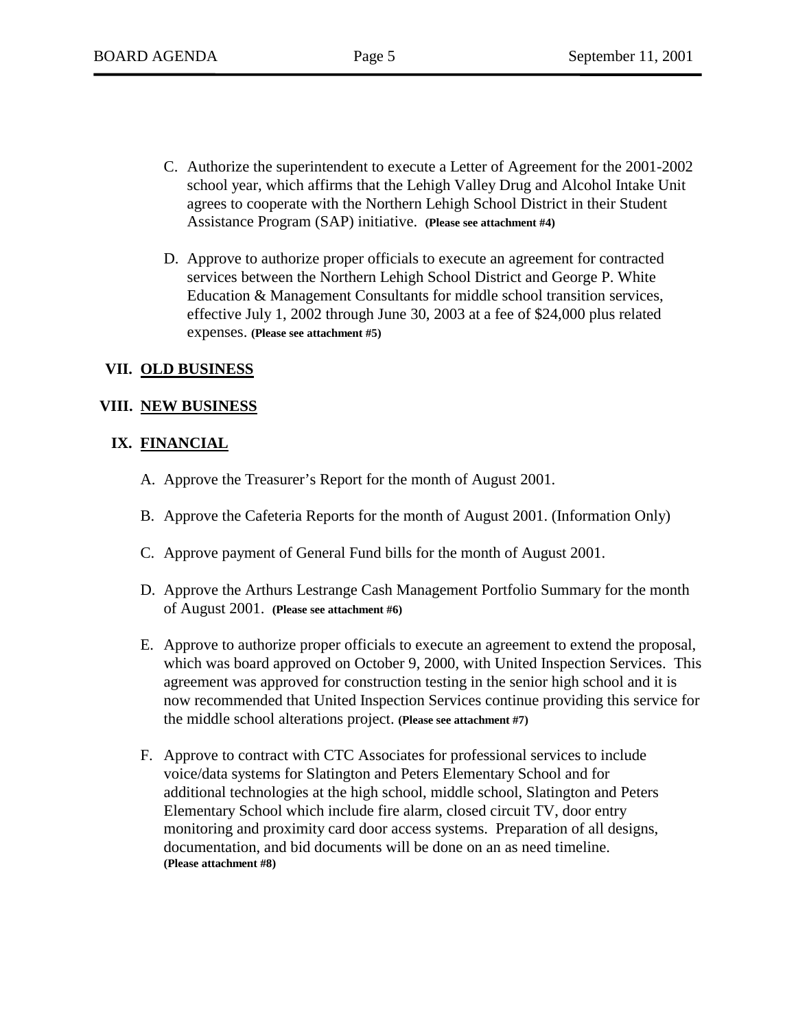C. Authorize the superintendent to execute a Letter of Agreement for the 2001-2002 school year, which affirms that the Lehigh Valley Drug and Alcohol Intake Unit agrees to cooperate with the Northern Lehigh School District in their Student Assistance Program (SAP) initiative. **(Please see attachment #4)**

D. Approve to authorize proper officials to execute an agreement for contracted services between the Northern Lehigh School District and George P. White Education & Management Consultants for middle school transition services, effective July 1, 2002 through June 30, 2003 at a fee of $24,000 plus related expenses. **(Please see attachment #5)**

## VII. <u>OLD BUSINESS</u>

## VIII. <u>NEW BUSINESS</u>

## IX. <u>FINANCIAL</u>

A. Approve the Treasurer's Report for the month of August 2001.

B. Approve the Cafeteria Reports for the month of August 2001. (Information Only)

C. Approve payment of General Fund bills for the month of August 2001.

D. Approve the Arthurs Lestrange Cash Management Portfolio Summary for the month of August 2001. **(Please see attachment #6)**

E. Approve to authorize proper officials to execute an agreement to extend the proposal, which was board approved on October 9, 2000, with United Inspection Services. This agreement was approved for construction testing in the senior high school and it is now recommended that United Inspection Services continue providing this service for the middle school alterations project. **(Please see attachment #7)**

F. Approve to contract with CTC Associates for professional services to include voice/data systems for Slatington and Peters Elementary School and for additional technologies at the high school, middle school, Slatington and Peters Elementary School which include fire alarm, closed circuit TV, door entry monitoring and proximity card door access systems. Preparation of all designs, documentation, and bid documents will be done on an as need timeline. **(Please attachment #8)**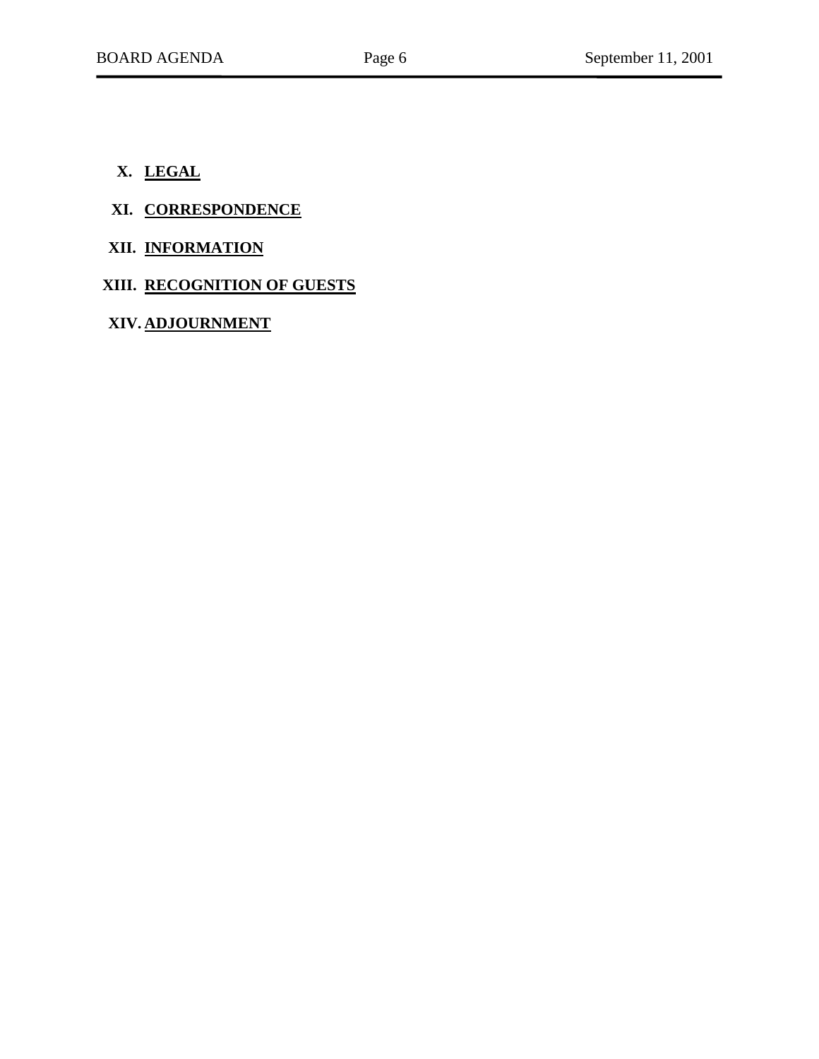**X. LEGAL**

**XI. CORRESPONDENCE**

**XII. INFORMATION**

**XIII. RECOGNITION OF GUESTS**

**XIV. ADJOURNMENT**